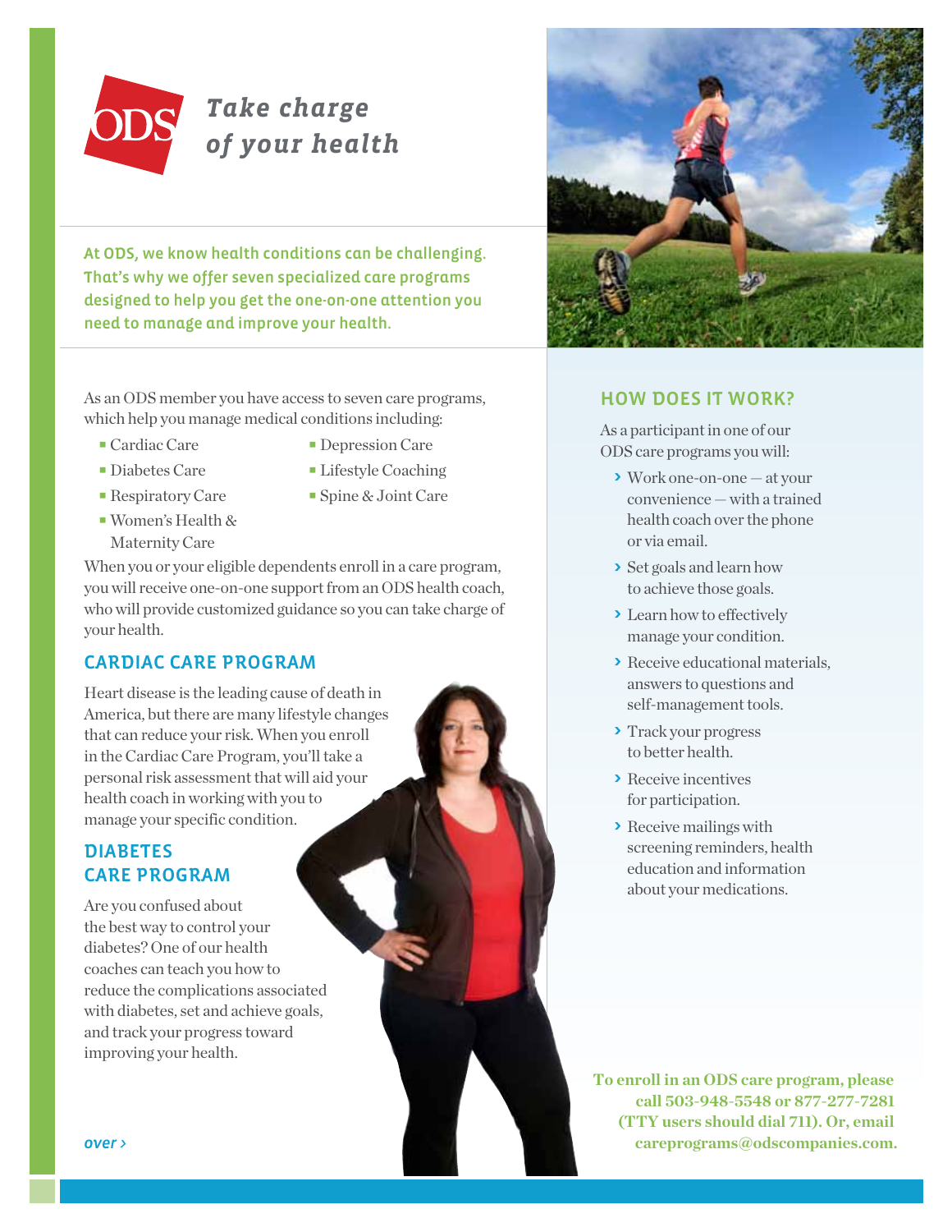# Take charge of your health

**At ODS, we know health conditions can be challenging. That's why we offer seven specialized care programs designed to help you get the one-on-one attention you need to manage and improve your health.**

As an ODS member you have access to seven care programs, which help you manage medical conditions including:

- Cardiac Care
- Diabetes Care
- Respiratory Care
- Women's Health & Maternity Care
- Depression Care
- Lifestyle Coaching
- Spine & Joint Care

When you or your eligible dependents enroll in a care program, you will receive one-on-one support from an ODS health coach, who will provide customized guidance so you can take charge of your health.

## CARDIAC CARE PROGRAM

Heart disease is the leading cause of death in America, but there are many lifestyle changes that can reduce your risk. When you enroll in the Cardiac Care Program, you'll take a personal risk assessment that will aid your health coach in working with you to manage your specific condition.

## DIABETES CARE PROGRAM

Are you confused about the best way to control your diabetes? One of our health coaches can teach you how to reduce the complications associated with diabetes, set and achieve goals, and track your progress toward improving your health.

*over ›*

## HOW DOES IT WORK?

As a participant in one of our ODS care programs you will:

- Work one-on-one — at your convenience — with a trained health coach over the phone or via email.
- Set goals and learn how to achieve those goals.
- Learn how to effectively manage your condition.
- Receive educational materials, answers to questions and self-management tools.
- Track your progress to better health.
- Receive incentives for participation.
- Receive mailings with screening reminders, health education and information about your medications.

**To enroll in an ODS care program, please call 503-948-5548 or 877-277-7281 (TTY users should dial 711). Or, email careprograms@odscompanies.com.**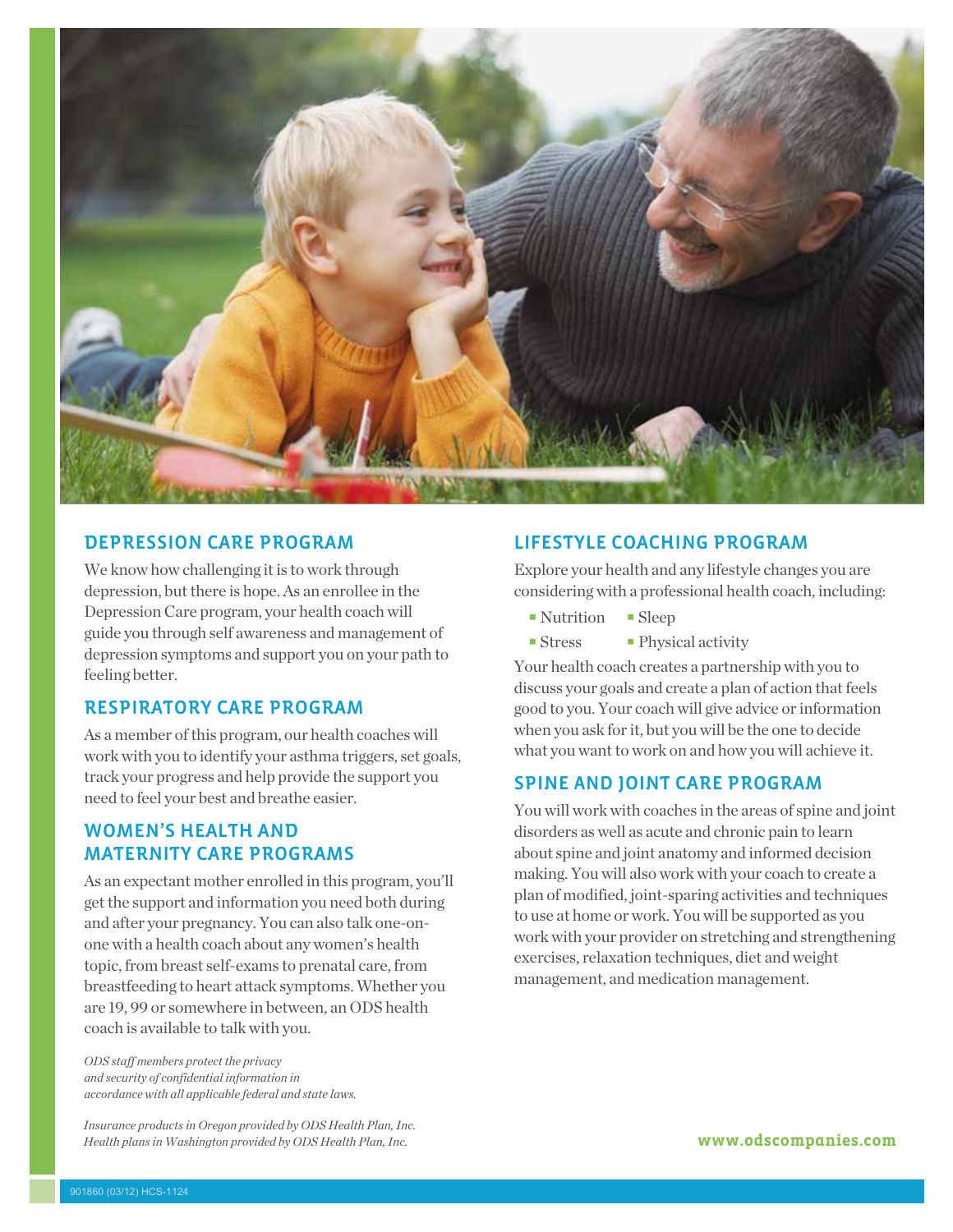## DEPRESSION CARE PROGRAM

We know how challenging it is to work through depression, but there is hope. As an enrollee in the Depression Care program, your health coach will guide you through self awareness and management of depression symptoms and support you on your path to feeling better.

## RESPIRATORY CARE PROGRAM

As a member of this program, our health coaches will work with you to identify your asthma triggers, set goals, track your progress and help provide the support you need to feel your best and breathe easier.

## WOMEN'S HEALTH AND MATERNITY CARE PROGRAMS

As an expectant mother enrolled in this program, you'll get the support and information you need both during and after your pregnancy. You can also talk one-on-one with a health coach about any women's health topic, from breast self-exams to prenatal care, from breastfeeding to heart attack symptoms. Whether you are 19, 99 or somewhere in between, an ODS health coach is available to talk with you.

## LIFESTYLE COACHING PROGRAM

Explore your health and any lifestyle changes you are considering with a professional health coach, including:

- Nutrition
- Sleep
- Stress
- Physical activity

Your health coach creates a partnership with you to discuss your goals and create a plan of action that feels good to you. Your coach will give advice or information when you ask for it, but you will be the one to decide what you want to work on and how you will achieve it.

## SPINE AND JOINT CARE PROGRAM

You will work with coaches in the areas of spine and joint disorders as well as acute and chronic pain to learn about spine and joint anatomy and informed decision making. You will also work with your coach to create a plan of modified, joint-sparing activities and techniques to use at home or work. You will be supported as you work with your provider on stretching and strengthening exercises, relaxation techniques, diet and weight management, and medication management.

*ODS staff members protect the privacy and security of confidential information in accordance with all applicable federal and state laws.*

*Insurance products in Oregon provided by ODS Health Plan, Inc.*
*Health plans in Washington provided by ODS Health Plan, Inc.*

**www.odscompanies.com**

901860 (03/12) HCS-1124